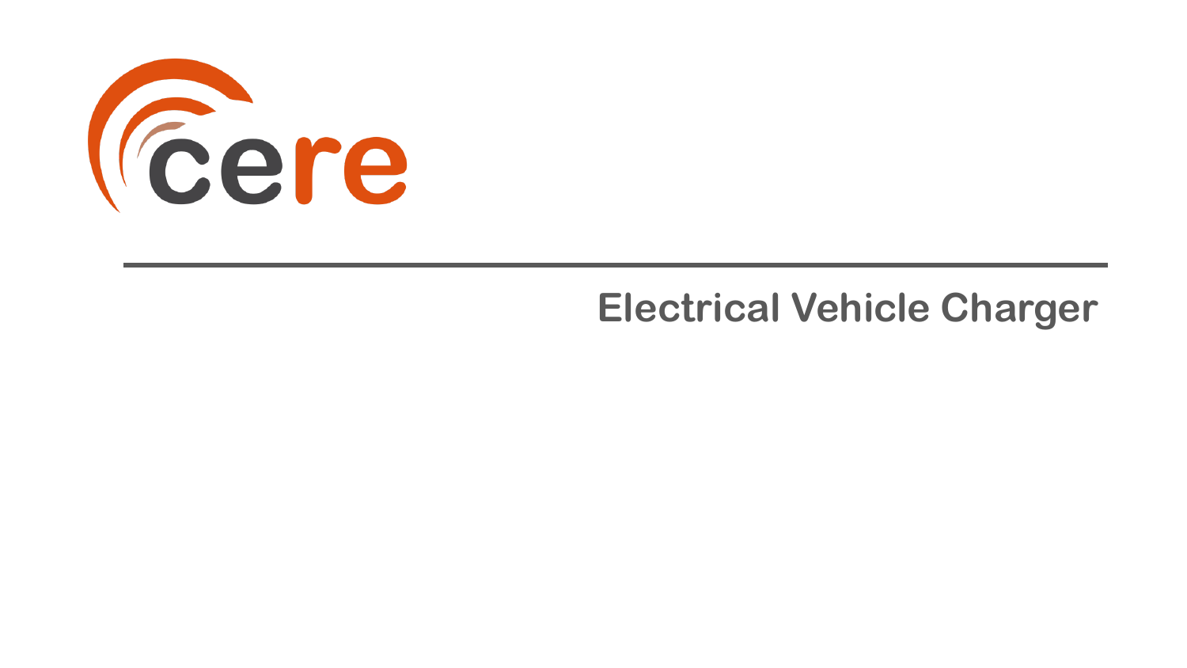cere

# Electrical Vehicle Charger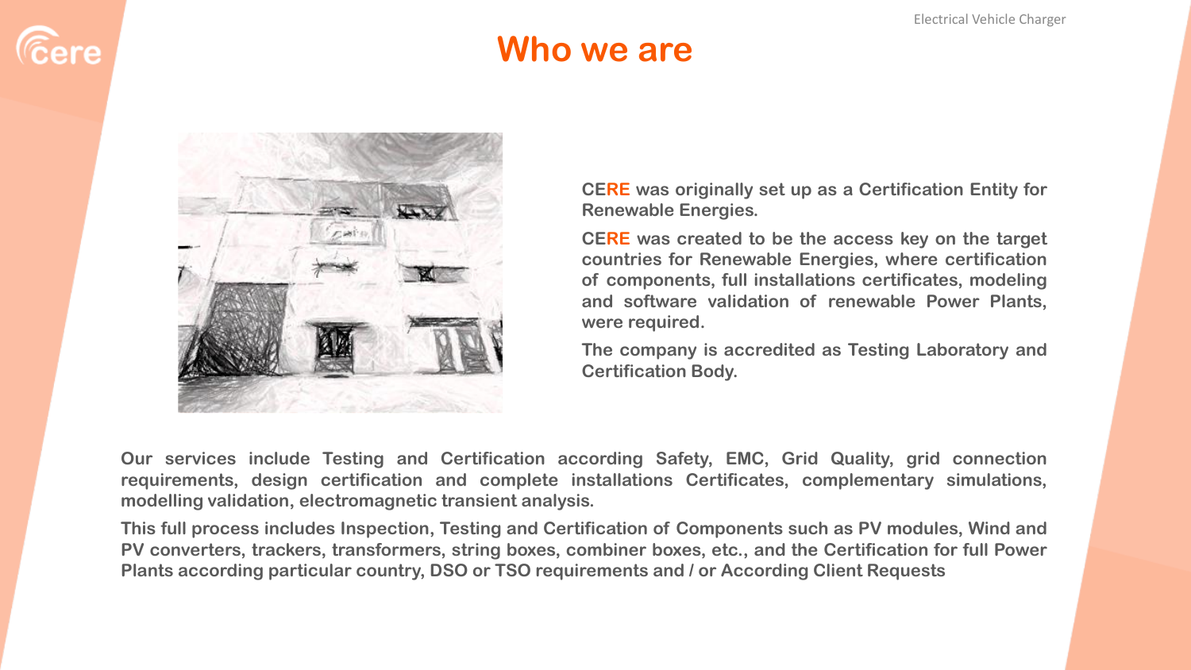# Who we are

**CERE was originally set up as a Certification Entity for Renewable Energies.**

**CERE was created to be the access key on the target countries for Renewable Energies, where certification of components, full installations certificates, modeling and software validation of renewable Power Plants, were required.**

**The company is accredited as Testing Laboratory and Certification Body.**

**Our services include Testing and Certification according Safety, EMC, Grid Quality, grid connection requirements, design certification and complete installations Certificates, complementary simulations, modelling validation, electromagnetic transient analysis.**

**This full process includes Inspection, Testing and Certification of Components such as PV modules, Wind and PV converters, trackers, transformers, string boxes, combiner boxes, etc., and the Certification for full Power Plants according particular country, DSO or TSO requirements and / or According Client Requests**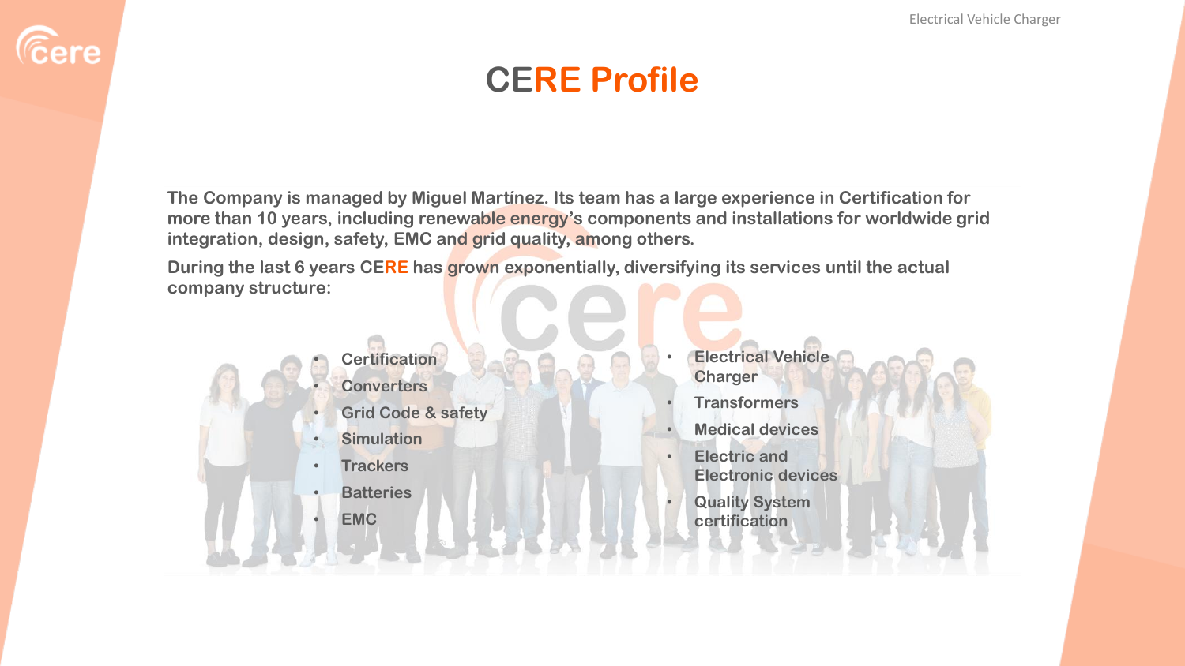# CERE Profile

**The Company is managed by Miguel Martínez. Its team has a large experience in Certification for more than 10 years, including renewable energy's components and installations for worldwide grid integration, design, safety, EMC and grid quality, among others.**

**During the last 6 years CERE has grown exponentially, diversifying its services until the actual company structure:**

- **Certification**
- **Converters**
- **Grid Code & safety**
- **Simulation**
- **Trackers**
- **Batteries**
- **EMC**
- **Electrical Vehicle Charger**
- **Transformers**
- **Medical devices**
- **Electric and Electronic devices**
- **Quality System certification**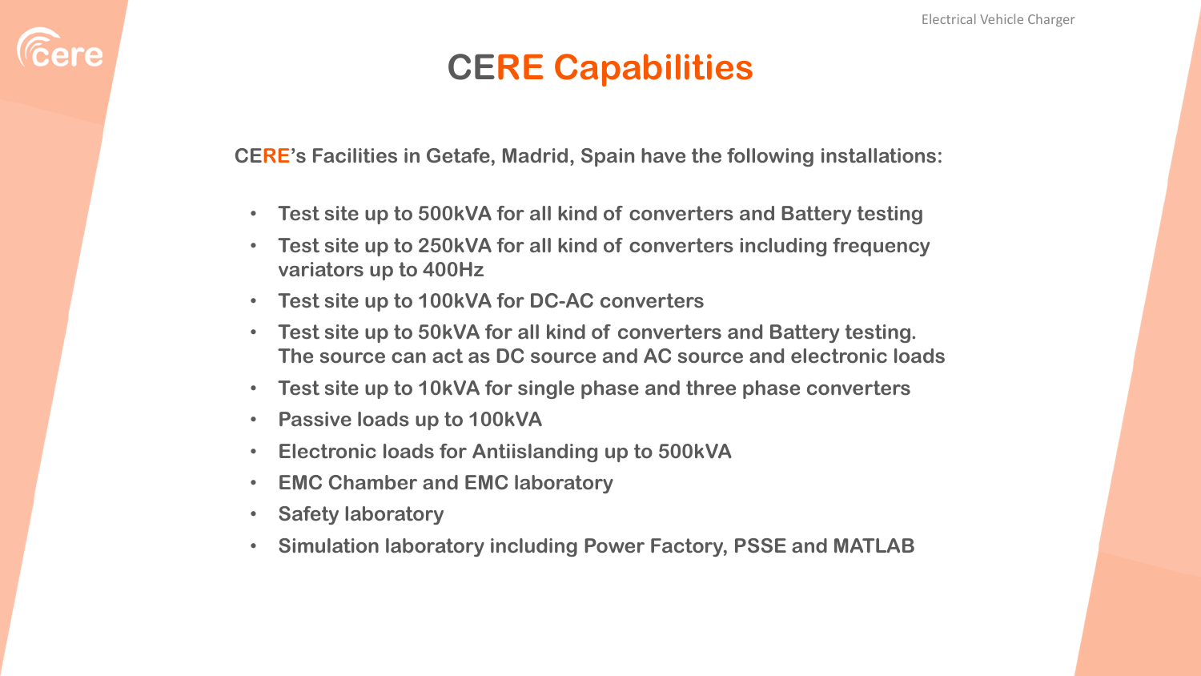# CERE Capabilities

CERE's Facilities in Getafe, Madrid, Spain have the following installations:

- Test site up to 500kVA for all kind of converters and Battery testing
- Test site up to 250kVA for all kind of converters including frequency variators up to 400Hz
- Test site up to 100kVA for DC-AC converters
- Test site up to 50kVA for all kind of converters and Battery testing. The source can act as DC source and AC source and electronic loads
- Test site up to 10kVA for single phase and three phase converters
- Passive loads up to 100kVA
- Electronic loads for Antiislanding up to 500kVA
- EMC Chamber and EMC laboratory
- Safety laboratory
- Simulation laboratory including Power Factory, PSSE and MATLAB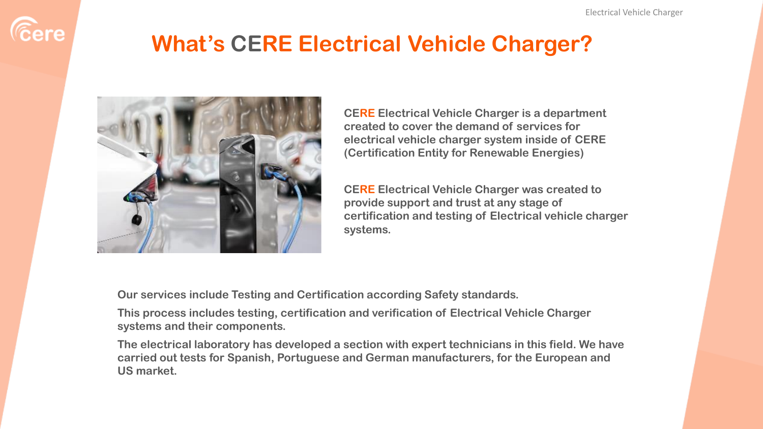# What's CERE Electrical Vehicle Charger?

**CERE Electrical Vehicle Charger is a department created to cover the demand of services for electrical vehicle charger system inside of CERE (Certification Entity for Renewable Energies)**

**CERE Electrical Vehicle Charger was created to provide support and trust at any stage of certification and testing of Electrical vehicle charger systems.**

**Our services include Testing and Certification according Safety standards.**

**This process includes testing, certification and verification of Electrical Vehicle Charger systems and their components.**

**The electrical laboratory has developed a section with expert technicians in this field. We have carried out tests for Spanish, Portuguese and German manufacturers, for the European and US market.**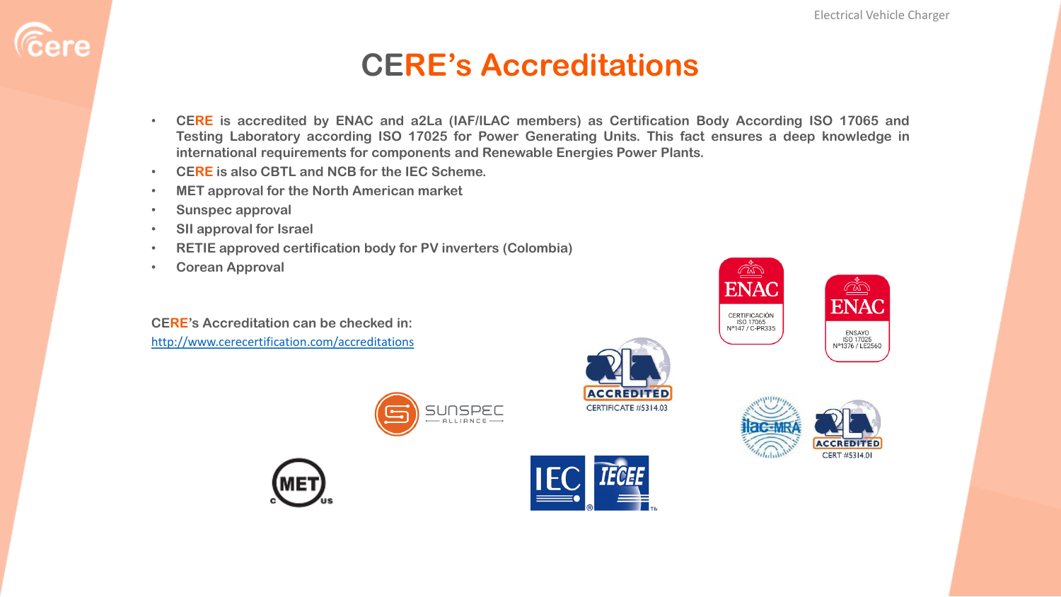# CERE's Accreditations

- CERE is accredited by ENAC and a2La (IAF/ILAC members) as Certification Body According ISO 17065 and Testing Laboratory according ISO 17025 for Power Generating Units. This fact ensures a deep knowledge in international requirements for components and Renewable Energies Power Plants.
- CERE is also CBTL and NCB for the IEC Scheme.
- MET approval for the North American market
- Sunspec approval
- SII approval for Israel
- RETIE approved certification body for PV inverters (Colombia)
- Corean Approval

**CERE's Accreditation can be checked in:**
http://www.cerecertification.com/accreditations

ENAC CERTIFICACIÓN ISO 17065 Nº147 / C-PR335

ENAC ENSAYO ISO 17025 Nº1376 / LE2560

a2LA ACCREDITED CERTIFICATE #5314.03

SUNSPEC ALLIANCE

ilac-MRA a2LA ACCREDITED CERT #5314.01

MET C US

IEC IECEE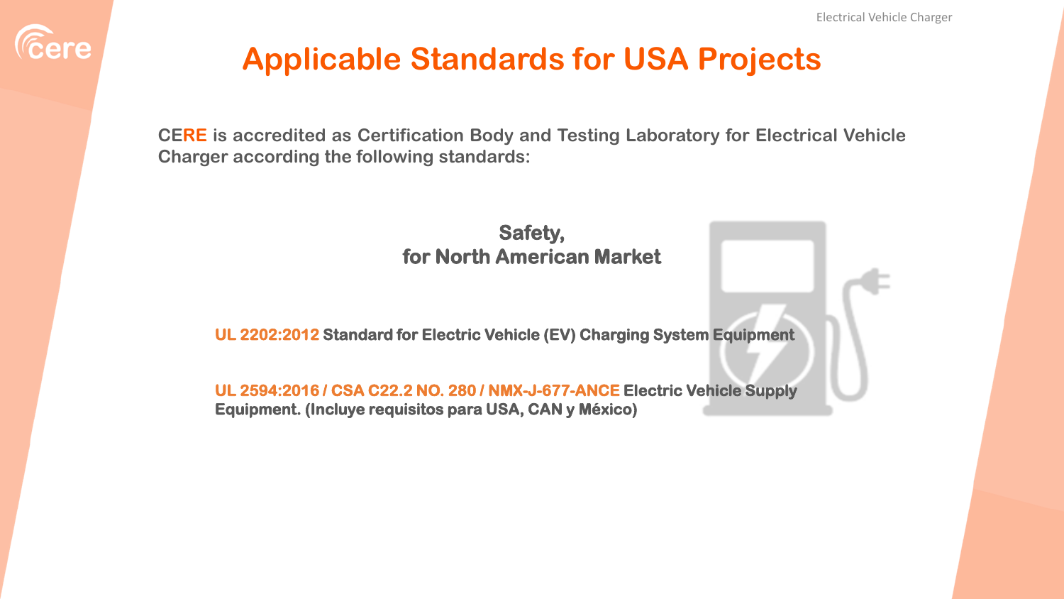# Applicable Standards for USA Projects

**CERE is accredited as Certification Body and Testing Laboratory for Electrical Vehicle Charger according the following standards:**

## Safety,
## for North American Market

**UL 2202:2012 Standard for Electric Vehicle (EV) Charging System Equipment**

**UL 2594:2016 / CSA C22.2 NO. 280 / NMX-J-677-ANCE Electric Vehicle Supply Equipment. (Incluye requisitos para USA, CAN y México)**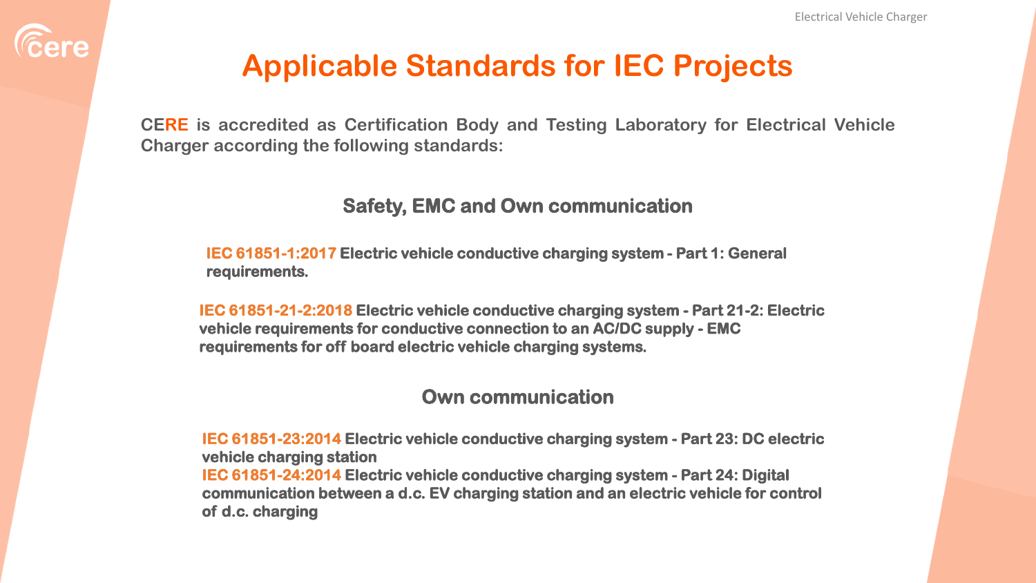# Applicable Standards for IEC Projects

**CERE is accredited as Certification Body and Testing Laboratory for Electrical Vehicle Charger according the following standards:**

## Safety, EMC and Own communication

**IEC 61851-1:2017 Electric vehicle conductive charging system - Part 1: General requirements.**

**IEC 61851-21-2:2018 Electric vehicle conductive charging system - Part 21-2: Electric vehicle requirements for conductive connection to an AC/DC supply - EMC requirements for off board electric vehicle charging systems.**

## Own communication

**IEC 61851-23:2014 Electric vehicle conductive charging system - Part 23: DC electric vehicle charging station**

**IEC 61851-24:2014 Electric vehicle conductive charging system - Part 24: Digital communication between a d.c. EV charging station and an electric vehicle for control of d.c. charging**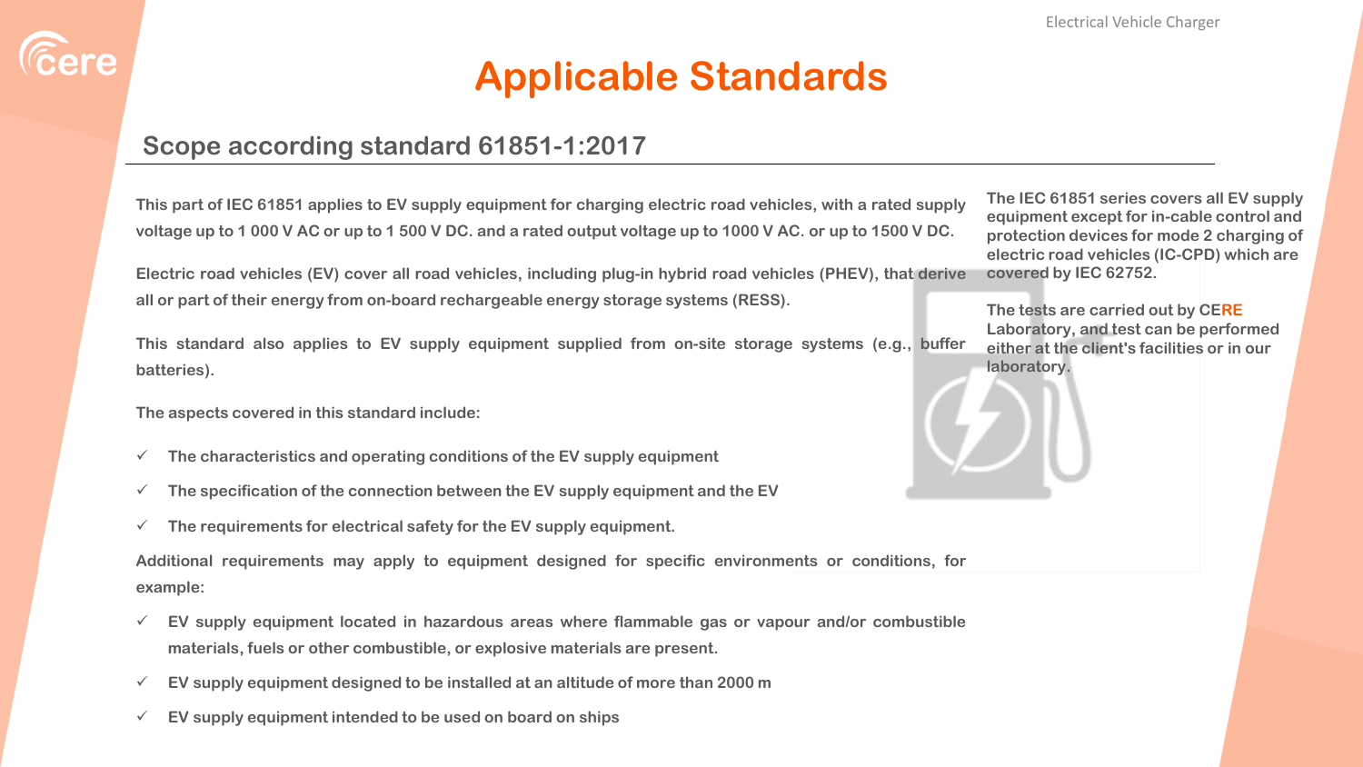# Applicable Standards

## Scope according standard 61851-1:2017

This part of IEC 61851 applies to EV supply equipment for charging electric road vehicles, with a rated supply voltage up to 1 000 V AC or up to 1 500 V DC. and a rated output voltage up to 1000 V AC. or up to 1500 V DC.

Electric road vehicles (EV) cover all road vehicles, including plug-in hybrid road vehicles (PHEV), that derive all or part of their energy from on-board rechargeable energy storage systems (RESS).

This standard also applies to EV supply equipment supplied from on-site storage systems (e.g., buffer batteries).

The aspects covered in this standard include:

- ✓ The characteristics and operating conditions of the EV supply equipment
- ✓ The specification of the connection between the EV supply equipment and the EV
- ✓ The requirements for electrical safety for the EV supply equipment.

Additional requirements may apply to equipment designed for specific environments or conditions, for example:

- ✓ EV supply equipment located in hazardous areas where flammable gas or vapour and/or combustible materials, fuels or other combustible, or explosive materials are present.
- ✓ EV supply equipment designed to be installed at an altitude of more than 2000 m
- ✓ EV supply equipment intended to be used on board on ships

The IEC 61851 series covers all EV supply equipment except for in-cable control and protection devices for mode 2 charging of electric road vehicles (IC-CPD) which are covered by IEC 62752.

The tests are carried out by CERE Laboratory, and test can be performed either at the client's facilities or in our laboratory.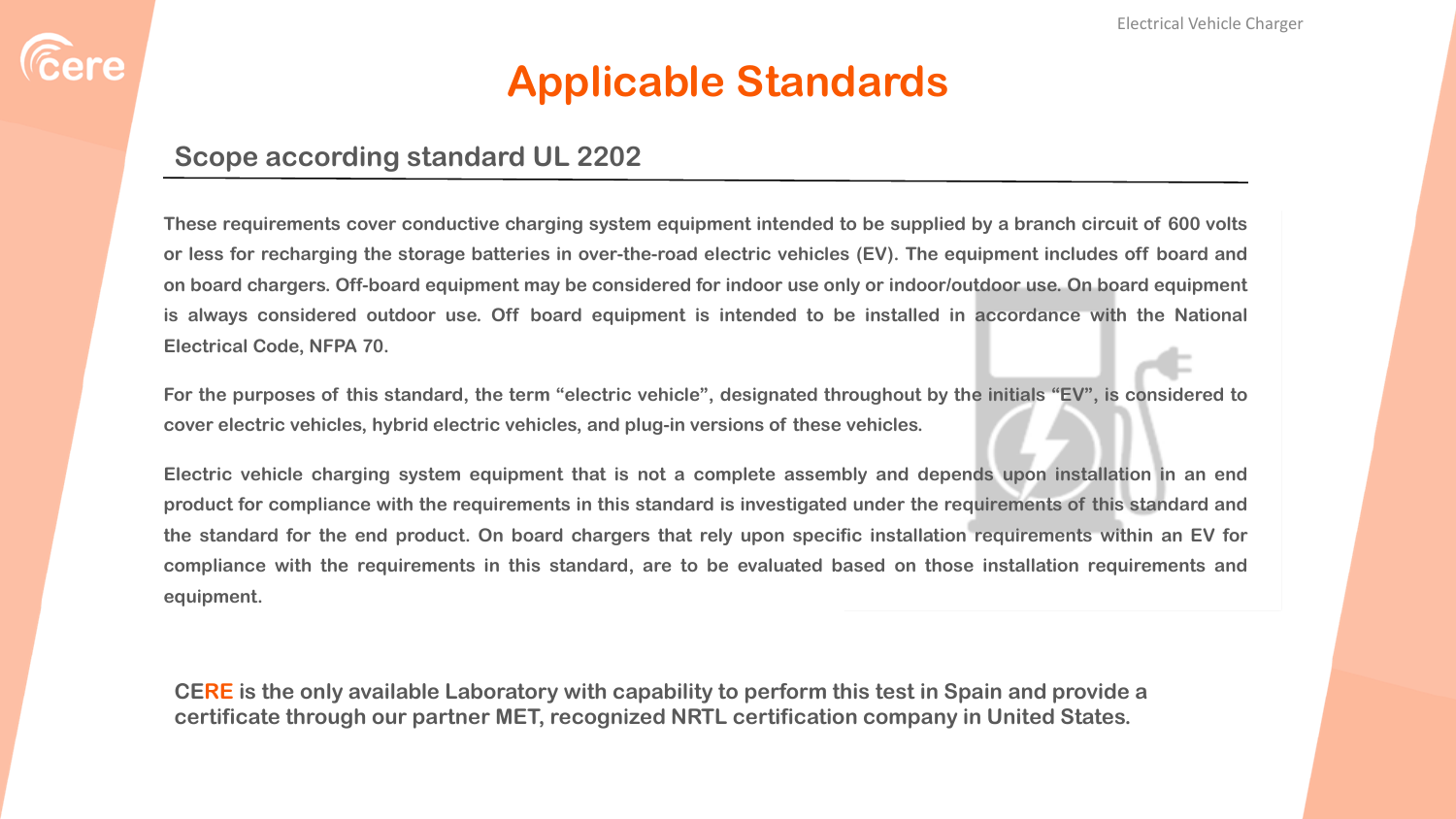# Applicable Standards

## Scope according standard UL 2202

These requirements cover conductive charging system equipment intended to be supplied by a branch circuit of 600 volts or less for recharging the storage batteries in over-the-road electric vehicles (EV). The equipment includes off board and on board chargers. Off-board equipment may be considered for indoor use only or indoor/outdoor use. On board equipment is always considered outdoor use. Off board equipment is intended to be installed in accordance with the National Electrical Code, NFPA 70.

For the purposes of this standard, the term "electric vehicle", designated throughout by the initials "EV", is considered to cover electric vehicles, hybrid electric vehicles, and plug-in versions of these vehicles.

Electric vehicle charging system equipment that is not a complete assembly and depends upon installation in an end product for compliance with the requirements in this standard is investigated under the requirements of this standard and the standard for the end product. On board chargers that rely upon specific installation requirements within an EV for compliance with the requirements in this standard, are to be evaluated based on those installation requirements and equipment.

**CERE is the only available Laboratory with capability to perform this test in Spain and provide a certificate through our partner MET, recognized NRTL certification company in United States.**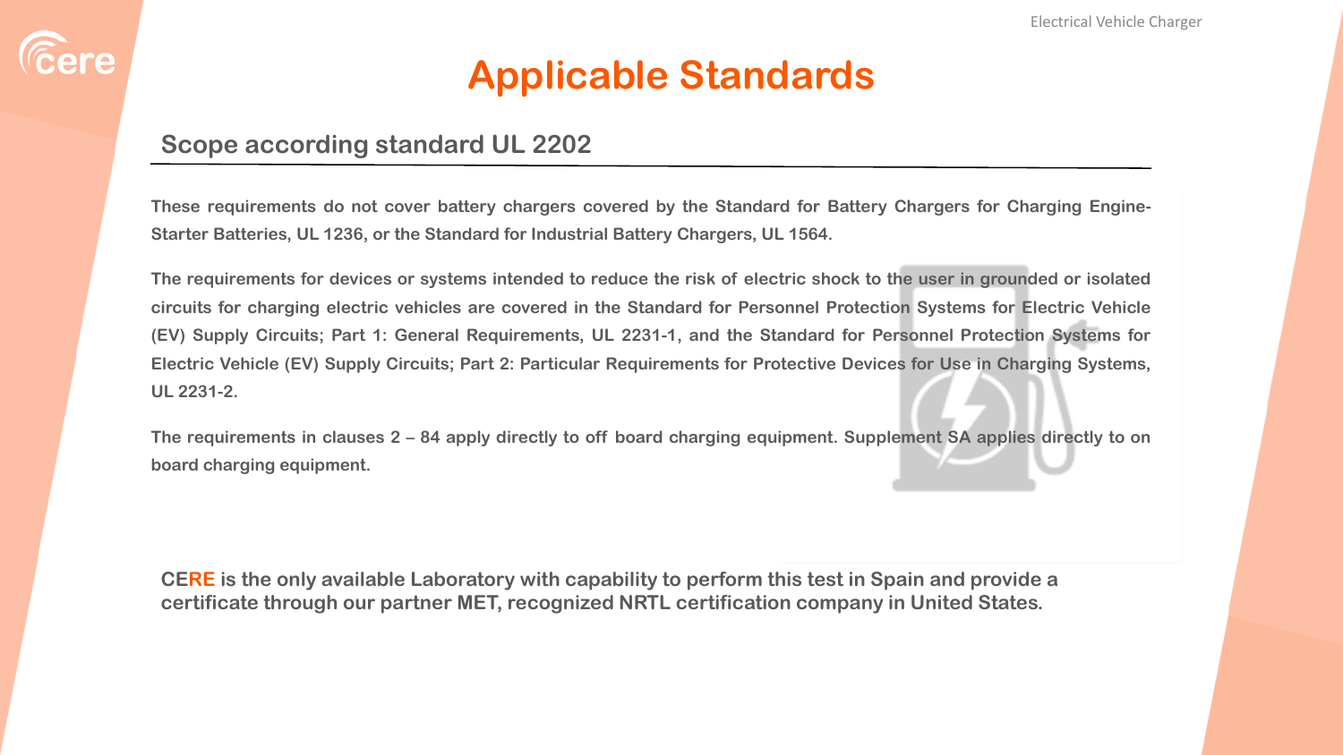# Applicable Standards

## Scope according standard UL 2202

These requirements do not cover battery chargers covered by the Standard for Battery Chargers for Charging Engine-Starter Batteries, UL 1236, or the Standard for Industrial Battery Chargers, UL 1564.

The requirements for devices or systems intended to reduce the risk of electric shock to the user in grounded or isolated circuits for charging electric vehicles are covered in the Standard for Personnel Protection Systems for Electric Vehicle (EV) Supply Circuits; Part 1: General Requirements, UL 2231-1, and the Standard for Personnel Protection Systems for Electric Vehicle (EV) Supply Circuits; Part 2: Particular Requirements for Protective Devices for Use in Charging Systems, UL 2231-2.

The requirements in clauses 2 – 84 apply directly to off board charging equipment. Supplement SA applies directly to on board charging equipment.

**CERE is the only available Laboratory with capability to perform this test in Spain and provide a certificate through our partner MET, recognized NRTL certification company in United States.**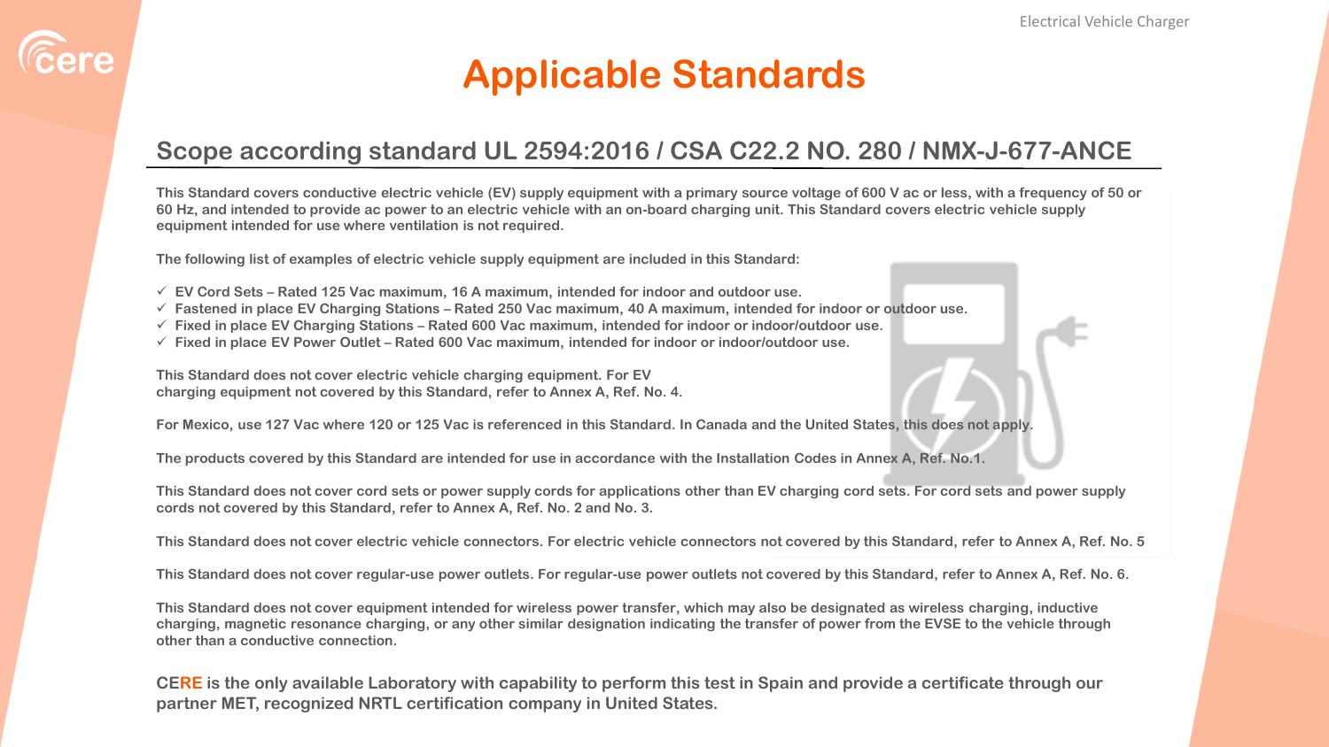# Applicable Standards

## Scope according standard UL 2594:2016 / CSA C22.2 NO. 280 / NMX-J-677-ANCE

This Standard covers conductive electric vehicle (EV) supply equipment with a primary source voltage of 600 V ac or less, with a frequency of 50 or 60 Hz, and intended to provide ac power to an electric vehicle with an on-board charging unit. This Standard covers electric vehicle supply equipment intended for use where ventilation is not required.

The following list of examples of electric vehicle supply equipment are included in this Standard:

- ✓ EV Cord Sets – Rated 125 Vac maximum, 16 A maximum, intended for indoor and outdoor use.
- ✓ Fastened in place EV Charging Stations – Rated 250 Vac maximum, 40 A maximum, intended for indoor or outdoor use.
- ✓ Fixed in place EV Charging Stations – Rated 600 Vac maximum, intended for indoor or indoor/outdoor use.
- ✓ Fixed in place EV Power Outlet – Rated 600 Vac maximum, intended for indoor or indoor/outdoor use.

This Standard does not cover electric vehicle charging equipment. For EV charging equipment not covered by this Standard, refer to Annex A, Ref. No. 4.

For Mexico, use 127 Vac where 120 or 125 Vac is referenced in this Standard. In Canada and the United States, this does not apply.

The products covered by this Standard are intended for use in accordance with the Installation Codes in Annex A, Ref. No.1.

This Standard does not cover cord sets or power supply cords for applications other than EV charging cord sets. For cord sets and power supply cords not covered by this Standard, refer to Annex A, Ref. No. 2 and No. 3.

This Standard does not cover electric vehicle connectors. For electric vehicle connectors not covered by this Standard, refer to Annex A, Ref. No. 5

This Standard does not cover regular-use power outlets. For regular-use power outlets not covered by this Standard, refer to Annex A, Ref. No. 6.

This Standard does not cover equipment intended for wireless power transfer, which may also be designated as wireless charging, inductive charging, magnetic resonance charging, or any other similar designation indicating the transfer of power from the EVSE to the vehicle through other than a conductive connection.

**CERE is the only available Laboratory with capability to perform this test in Spain and provide a certificate through our partner MET, recognized NRTL certification company in United States.**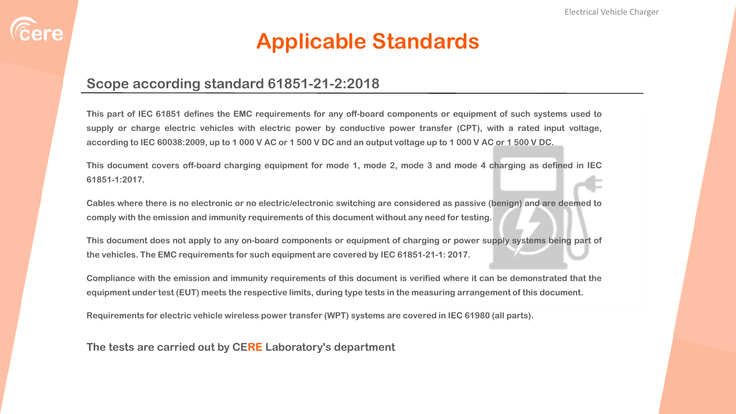# Applicable Standards

## Scope according standard 61851-21-2:2018

**This part of IEC 61851 defines the EMC requirements for any off-board components or equipment of such systems used to supply or charge electric vehicles with electric power by conductive power transfer (CPT), with a rated input voltage, according to IEC 60038:2009, up to 1 000 V AC or 1 500 V DC and an output voltage up to 1 000 V AC or 1 500 V DC.**

**This document covers off-board charging equipment for mode 1, mode 2, mode 3 and mode 4 charging as defined in IEC 61851-1:2017.**

**Cables where there is no electronic or no electric/electronic switching are considered as passive (benign) and are deemed to comply with the emission and immunity requirements of this document without any need for testing.**

**This document does not apply to any on-board components or equipment of charging or power supply systems being part of the vehicles. The EMC requirements for such equipment are covered by IEC 61851-21-1: 2017.**

**Compliance with the emission and immunity requirements of this document is verified where it can be demonstrated that the equipment under test (EUT) meets the respective limits, during type tests in the measuring arrangement of this document.**

**Requirements for electric vehicle wireless power transfer (WPT) systems are covered in IEC 61980 (all parts).**

**The tests are carried out by CERE Laboratory's department**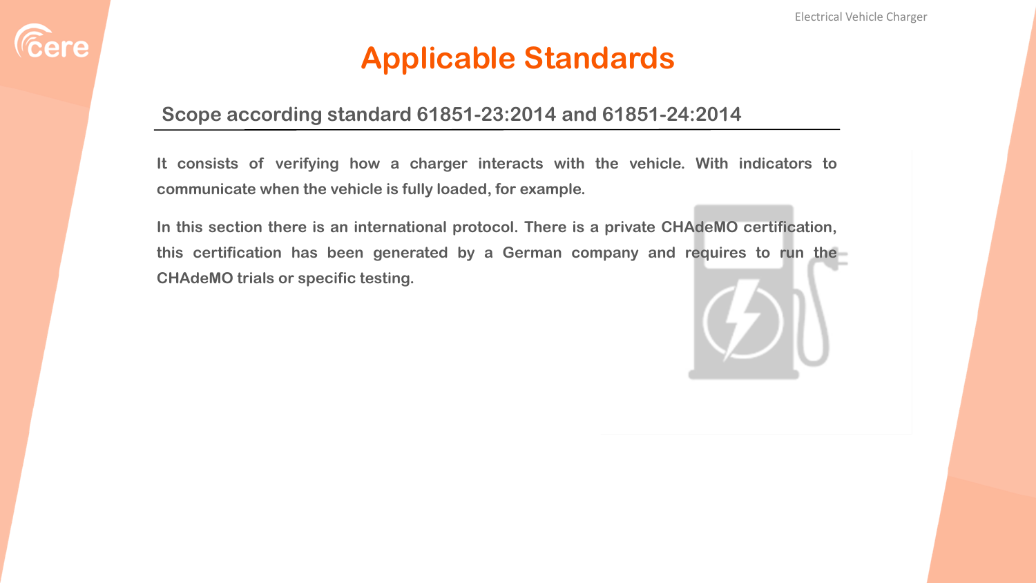# Applicable Standards

## Scope according standard 61851-23:2014 and 61851-24:2014

It consists of verifying how a charger interacts with the vehicle. With indicators to communicate when the vehicle is fully loaded, for example.

In this section there is an international protocol. There is a private CHAdeMO certification, this certification has been generated by a German company and requires to run the CHAdeMO trials or specific testing.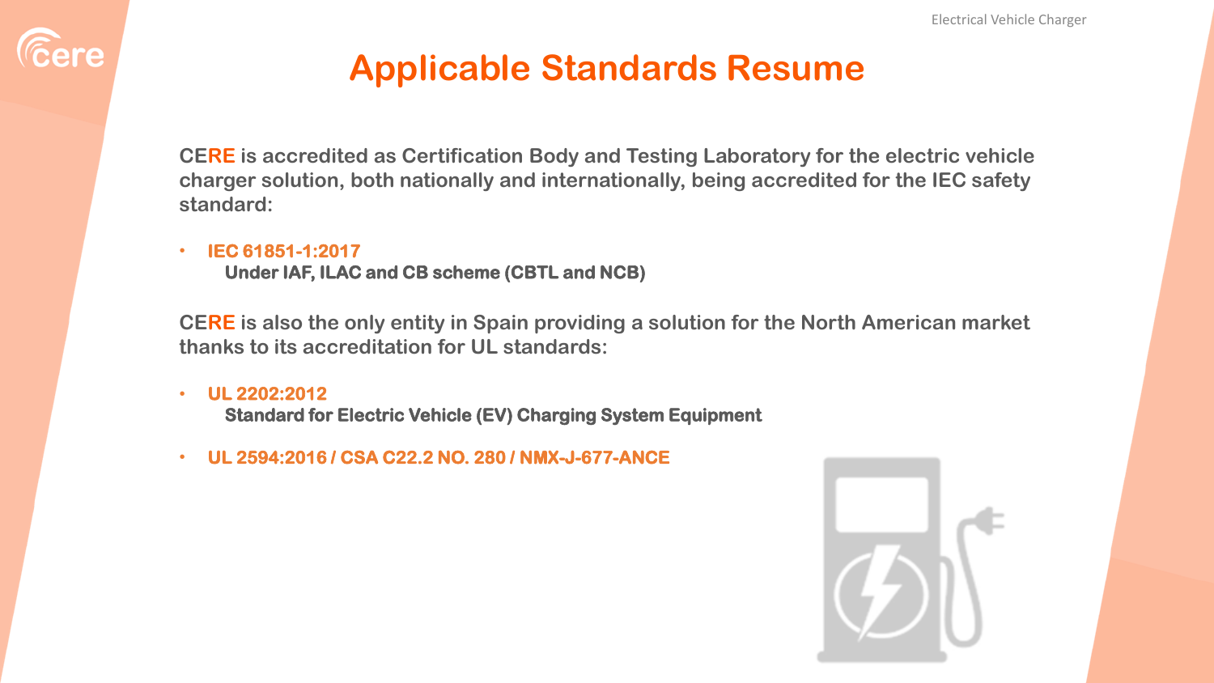# Applicable Standards Resume

**CERE is accredited as Certification Body and Testing Laboratory for the electric vehicle charger solution, both nationally and internationally, being accredited for the IEC safety standard:**

- **IEC 61851-1:2017**
  **Under IAF, ILAC and CB scheme (CBTL and NCB)**

**CERE is also the only entity in Spain providing a solution for the North American market thanks to its accreditation for UL standards:**

- **UL 2202:2012**
  **Standard for Electric Vehicle (EV) Charging System Equipment**
- **UL 2594:2016 / CSA C22.2 NO. 280 / NMX-J-677-ANCE**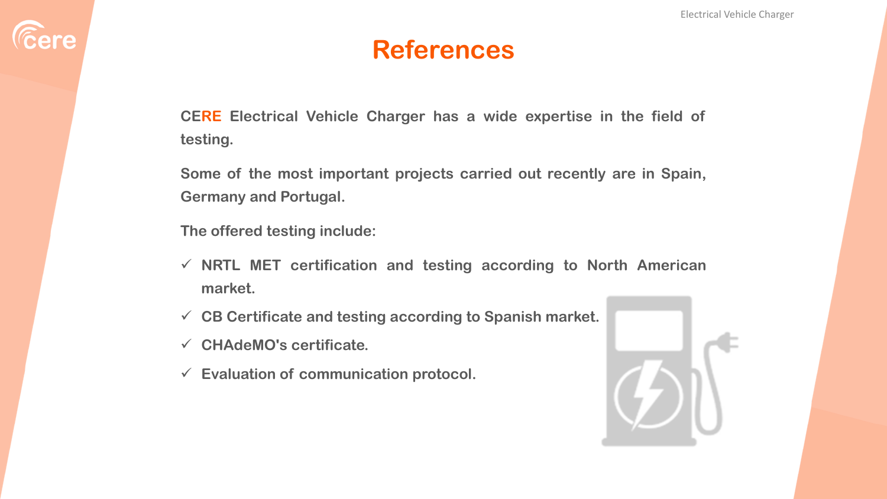# References

CERE Electrical Vehicle Charger has a wide expertise in the field of testing.

Some of the most important projects carried out recently are in Spain, Germany and Portugal.

The offered testing include:

- ✓ NRTL MET certification and testing according to North American market.
- ✓ CB Certificate and testing according to Spanish market.
- ✓ CHAdeMO's certificate.
- ✓ Evaluation of communication protocol.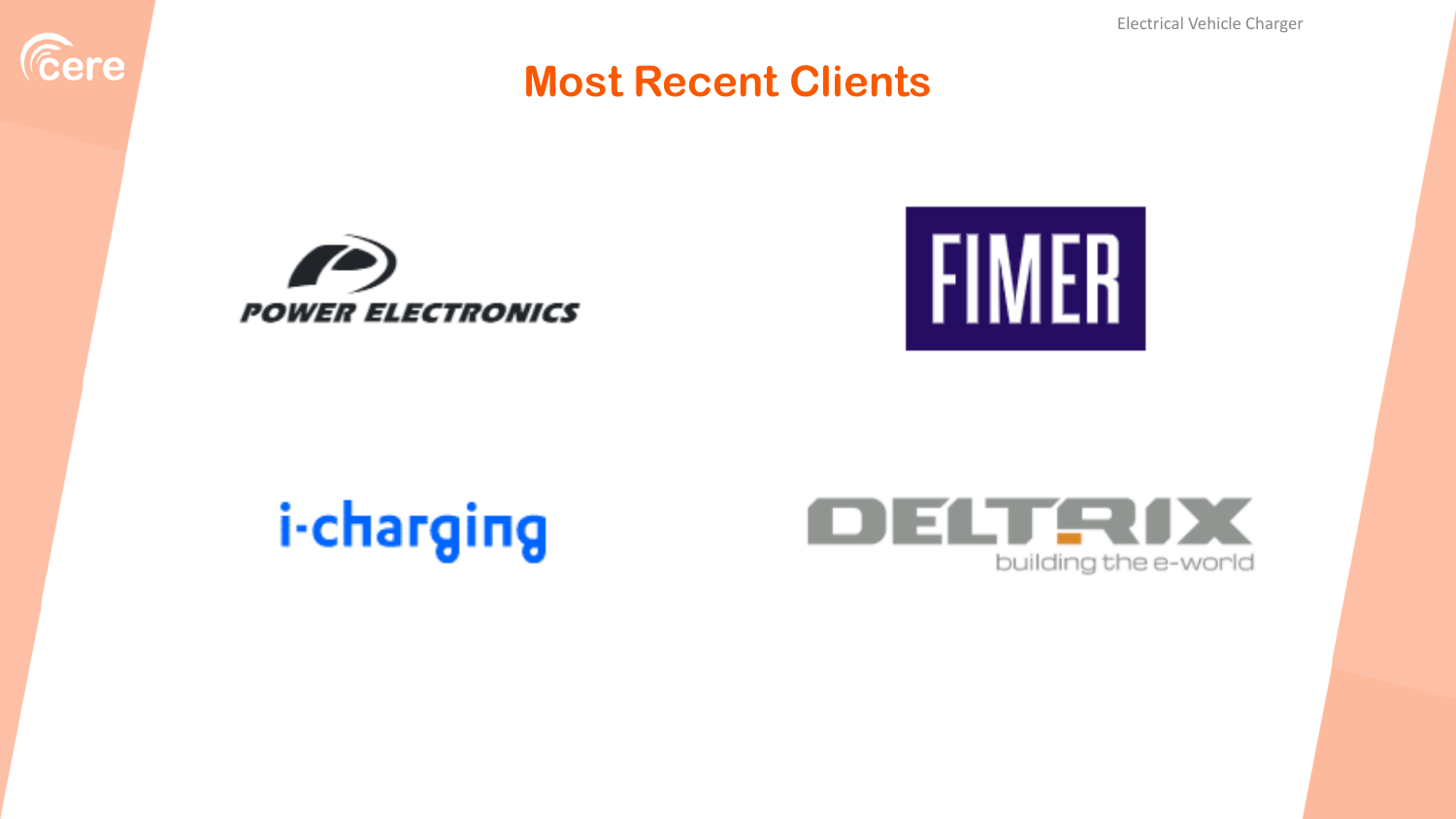# Most Recent Clients

POWER ELECTRONICS

FIMER

i-charging

DELTRIX
building the e-world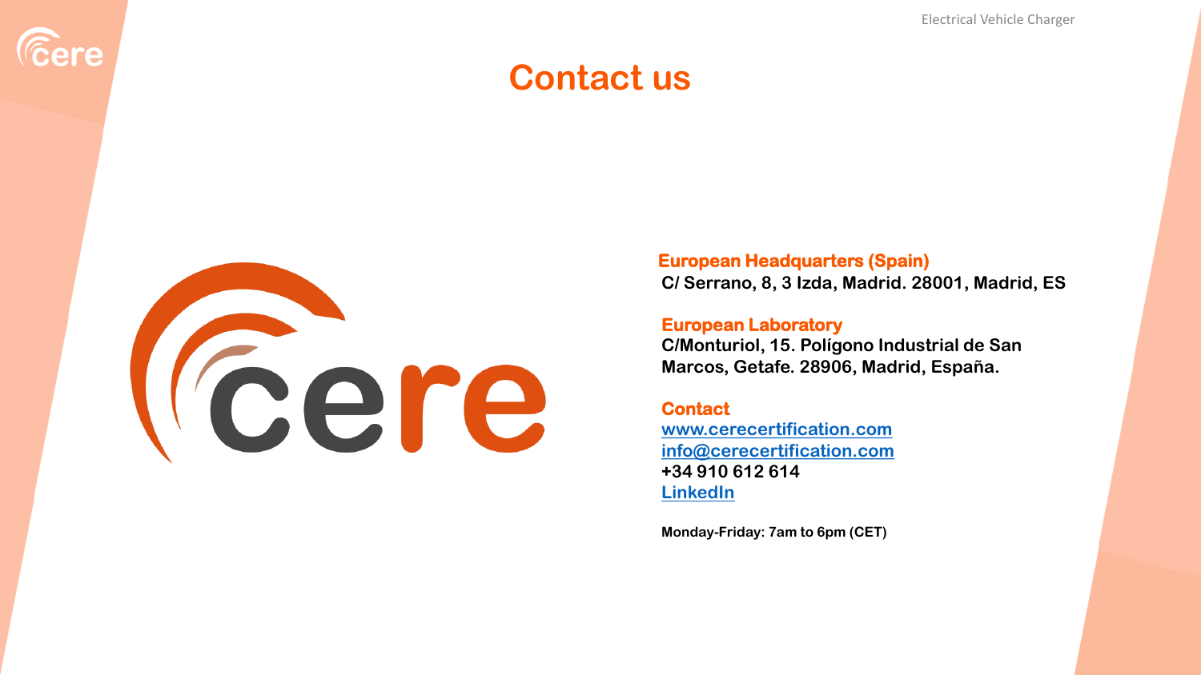# Contact us

**European Headquarters (Spain)**
**C/ Serrano, 8, 3 Izda, Madrid. 28001, Madrid, ES**

**European Laboratory**
**C/Monturiol, 15. Polígono Industrial de San Marcos, Getafe. 28906, Madrid, España.**

**Contact**
**www.cerecertification.com**
**info@cerecertification.com**
**+34 910 612 614**
**LinkedIn**

**Monday-Friday: 7am to 6pm (CET)**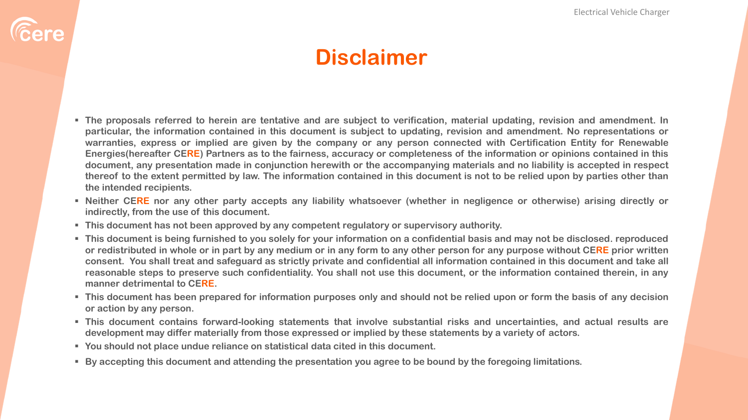# Disclaimer

- **The proposals referred to herein are tentative and are subject to verification, material updating, revision and amendment. In particular, the information contained in this document is subject to updating, revision and amendment. No representations or warranties, express or implied are given by the company or any person connected with Certification Entity for Renewable Energies(hereafter CERE) Partners as to the fairness, accuracy or completeness of the information or opinions contained in this document, any presentation made in conjunction herewith or the accompanying materials and no liability is accepted in respect thereof to the extent permitted by law. The information contained in this document is not to be relied upon by parties other than the intended recipients.**
- **Neither CERE nor any other party accepts any liability whatsoever (whether in negligence or otherwise) arising directly or indirectly, from the use of this document.**
- **This document has not been approved by any competent regulatory or supervisory authority.**
- **This document is being furnished to you solely for your information on a confidential basis and may not be disclosed. reproduced or redistributed in whole or in part by any medium or in any form to any other person for any purpose without CERE prior written consent. You shall treat and safeguard as strictly private and confidential all information contained in this document and take all reasonable steps to preserve such confidentiality. You shall not use this document, or the information contained therein, in any manner detrimental to CERE.**
- **This document has been prepared for information purposes only and should not be relied upon or form the basis of any decision or action by any person.**
- **This document contains forward-looking statements that involve substantial risks and uncertainties, and actual results are development may differ materially from those expressed or implied by these statements by a variety of actors.**
- **You should not place undue reliance on statistical data cited in this document.**
- **By accepting this document and attending the presentation you agree to be bound by the foregoing limitations.**